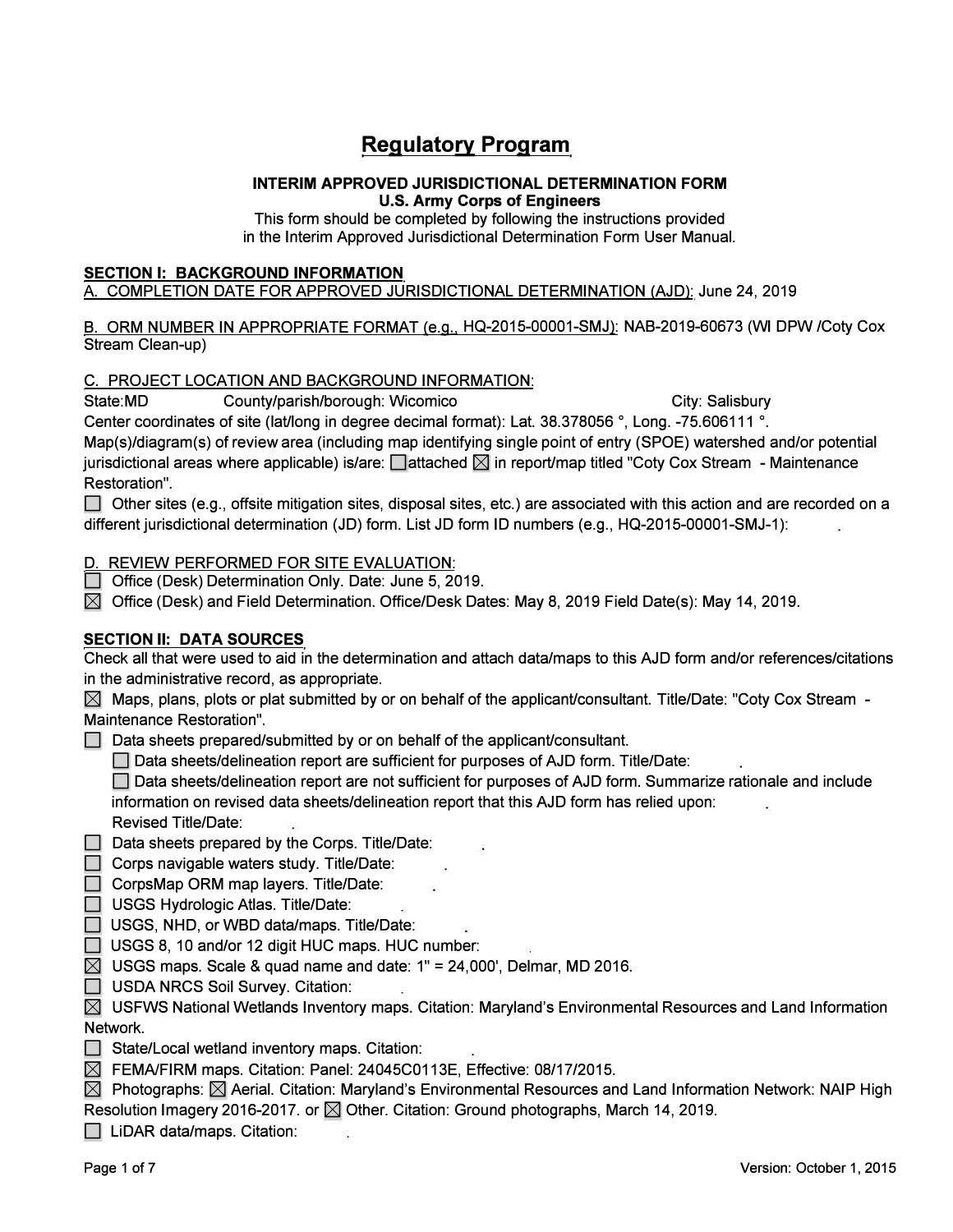# Regulatory Program

**INTERIM APPROVED JURISDICTIONAL DETERMINATION FORM**
**U.S. Army Corps of Engineers**

This form should be completed by following the instructions provided in the Interim Approved Jurisdictional Determination Form User Manual.

## SECTION I: BACKGROUND INFORMATION

A. COMPLETION DATE FOR APPROVED JURISDICTIONAL DETERMINATION (AJD): June 24, 2019

B. ORM NUMBER IN APPROPRIATE FORMAT (e.g., HQ-2015-00001-SMJ): NAB-2019-60673 (WI DPW /Coty Cox Stream Clean-up)

C. PROJECT LOCATION AND BACKGROUND INFORMATION:

State:MD County/parish/borough: Wicomico City: Salisbury

Center coordinates of site (lat/long in degree decimal format): Lat. 38.378056 °, Long. -75.606111 °.

Map(s)/diagram(s) of review area (including map identifying single point of entry (SPOE) watershed and/or potential jurisdictional areas where applicable) is/are: ☐ attached ☒ in report/map titled "Coty Cox Stream - Maintenance Restoration".

☐ Other sites (e.g., offsite mitigation sites, disposal sites, etc.) are associated with this action and are recorded on a different jurisdictional determination (JD) form. List JD form ID numbers (e.g., HQ-2015-00001-SMJ-1):

D. REVIEW PERFORMED FOR SITE EVALUATION:

☐ Office (Desk) Determination Only. Date: June 5, 2019.

☒ Office (Desk) and Field Determination. Office/Desk Dates: May 8, 2019 Field Date(s): May 14, 2019.

## SECTION II: DATA SOURCES

Check all that were used to aid in the determination and attach data/maps to this AJD form and/or references/citations in the administrative record, as appropriate.

☒ Maps, plans, plots or plat submitted by or on behalf of the applicant/consultant. Title/Date: "Coty Cox Stream - Maintenance Restoration".

☐ Data sheets prepared/submitted by or on behalf of the applicant/consultant.

- ☐ Data sheets/delineation report are sufficient for purposes of AJD form. Title/Date:
- ☐ Data sheets/delineation report are not sufficient for purposes of AJD form. Summarize rationale and include information on revised data sheets/delineation report that this AJD form has relied upon:
  Revised Title/Date:

☐ Data sheets prepared by the Corps. Title/Date:

☐ Corps navigable waters study. Title/Date:

☐ CorpsMap ORM map layers. Title/Date:

☐ USGS Hydrologic Atlas. Title/Date:

☐ USGS, NHD, or WBD data/maps. Title/Date:

☐ USGS 8, 10 and/or 12 digit HUC maps. HUC number:

☒ USGS maps. Scale & quad name and date: 1" = 24,000', Delmar, MD 2016.

☐ USDA NRCS Soil Survey. Citation:

☒ USFWS National Wetlands Inventory maps. Citation: Maryland's Environmental Resources and Land Information Network.

☐ State/Local wetland inventory maps. Citation:

☒ FEMA/FIRM maps. Citation: Panel: 24045C0113E, Effective: 08/17/2015.

☒ Photographs: ☒ Aerial. Citation: Maryland's Environmental Resources and Land Information Network: NAIP High Resolution Imagery 2016-2017. or ☒ Other. Citation: Ground photographs, March 14, 2019.

☐ LiDAR data/maps. Citation: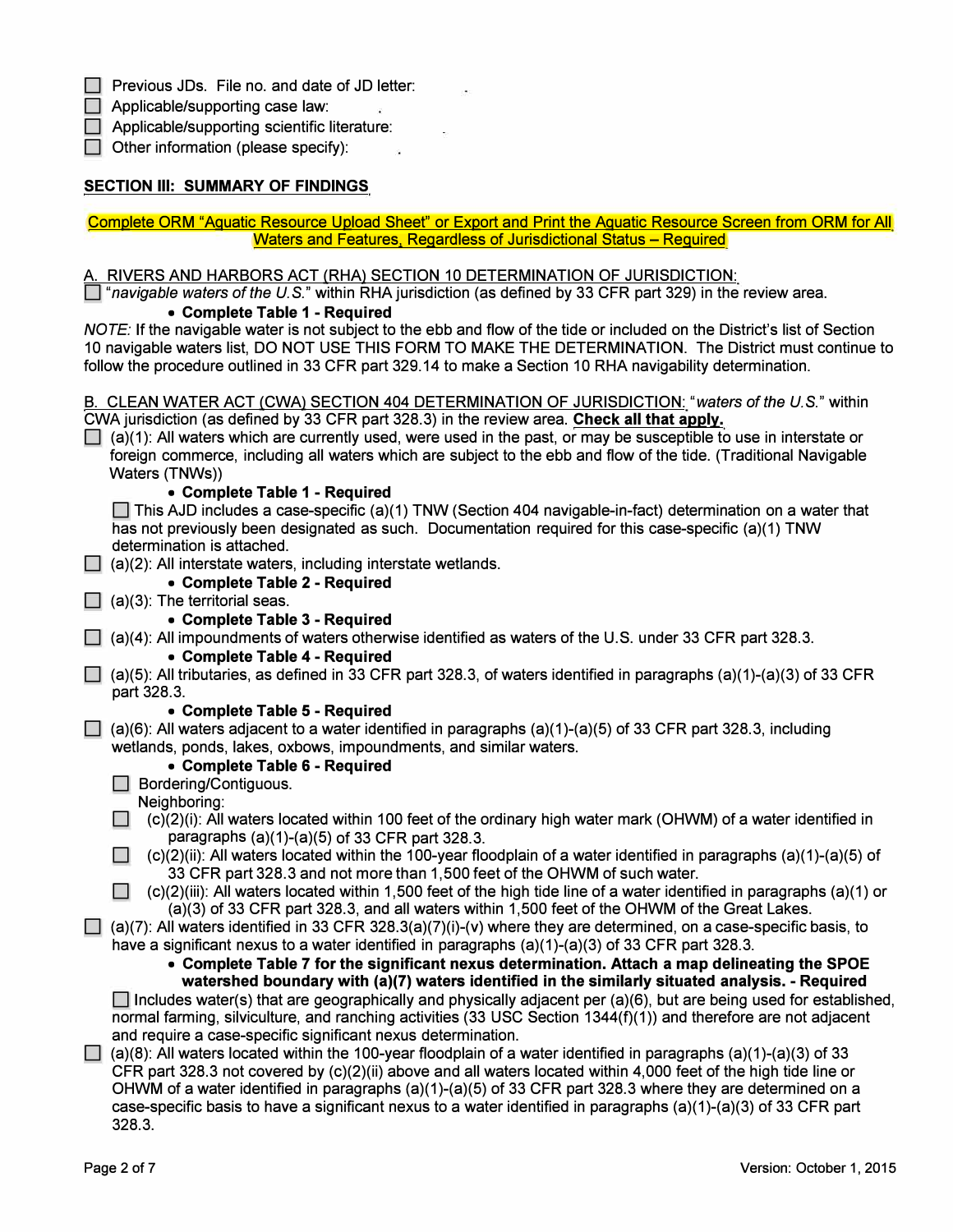- [ ] Previous JDs. File no. and date of JD letter: .
- [ ] Applicable/supporting case law: .
- [ ] Applicable/supporting scientific literature: .
- [ ] Other information (please specify): .

## SECTION III: SUMMARY OF FINDINGS

Complete ORM "Aquatic Resource Upload Sheet" or Export and Print the Aquatic Resource Screen from ORM for All Waters and Features, Regardless of Jurisdictional Status – Required

A. RIVERS AND HARBORS ACT (RHA) SECTION 10 DETERMINATION OF JURISDICTION:

- [ ] "*navigable waters of the U.S.*" within RHA jurisdiction (as defined by 33 CFR part 329) in the review area.
  - **Complete Table 1 - Required**

*NOTE:* If the navigable water is not subject to the ebb and flow of the tide or included on the District's list of Section 10 navigable waters list, DO NOT USE THIS FORM TO MAKE THE DETERMINATION. The District must continue to follow the procedure outlined in 33 CFR part 329.14 to make a Section 10 RHA navigability determination.

B. CLEAN WATER ACT (CWA) SECTION 404 DETERMINATION OF JURISDICTION: "*waters of the U.S.*" within CWA jurisdiction (as defined by 33 CFR part 328.3) in the review area. **Check all that apply.**

- [ ] (a)(1): All waters which are currently used, were used in the past, or may be susceptible to use in interstate or foreign commerce, including all waters which are subject to the ebb and flow of the tide. (Traditional Navigable Waters (TNWs))
  - **Complete Table 1 - Required**
  - [ ] This AJD includes a case-specific (a)(1) TNW (Section 404 navigable-in-fact) determination on a water that has not previously been designated as such. Documentation required for this case-specific (a)(1) TNW determination is attached.
- [ ] (a)(2): All interstate waters, including interstate wetlands.
  - **Complete Table 2 - Required**
- [ ] (a)(3): The territorial seas.
  - **Complete Table 3 - Required**
- [ ] (a)(4): All impoundments of waters otherwise identified as waters of the U.S. under 33 CFR part 328.3.
  - **Complete Table 4 - Required**
- [ ] (a)(5): All tributaries, as defined in 33 CFR part 328.3, of waters identified in paragraphs (a)(1)-(a)(3) of 33 CFR part 328.3.
  - **Complete Table 5 - Required**
- [ ] (a)(6): All waters adjacent to a water identified in paragraphs (a)(1)-(a)(5) of 33 CFR part 328.3, including wetlands, ponds, lakes, oxbows, impoundments, and similar waters.
  - **Complete Table 6 - Required**
  - [ ] Bordering/Contiguous.
  - Neighboring:
  - [ ] (c)(2)(i): All waters located within 100 feet of the ordinary high water mark (OHWM) of a water identified in paragraphs (a)(1)-(a)(5) of 33 CFR part 328.3.
  - [ ] (c)(2)(ii): All waters located within the 100-year floodplain of a water identified in paragraphs (a)(1)-(a)(5) of 33 CFR part 328.3 and not more than 1,500 feet of the OHWM of such water.
  - [ ] (c)(2)(iii): All waters located within 1,500 feet of the high tide line of a water identified in paragraphs (a)(1) or (a)(3) of 33 CFR part 328.3, and all waters within 1,500 feet of the OHWM of the Great Lakes.
- [ ] (a)(7): All waters identified in 33 CFR 328.3(a)(7)(i)-(v) where they are determined, on a case-specific basis, to have a significant nexus to a water identified in paragraphs (a)(1)-(a)(3) of 33 CFR part 328.3.
  - **Complete Table 7 for the significant nexus determination. Attach a map delineating the SPOE watershed boundary with (a)(7) waters identified in the similarly situated analysis. - Required**
  - [ ] Includes water(s) that are geographically and physically adjacent per (a)(6), but are being used for established, normal farming, silviculture, and ranching activities (33 USC Section 1344(f)(1)) and therefore are not adjacent and require a case-specific significant nexus determination.
- [ ] (a)(8): All waters located within the 100-year floodplain of a water identified in paragraphs (a)(1)-(a)(3) of 33 CFR part 328.3 not covered by (c)(2)(ii) above and all waters located within 4,000 feet of the high tide line or OHWM of a water identified in paragraphs (a)(1)-(a)(5) of 33 CFR part 328.3 where they are determined on a case-specific basis to have a significant nexus to a water identified in paragraphs (a)(1)-(a)(3) of 33 CFR part 328.3.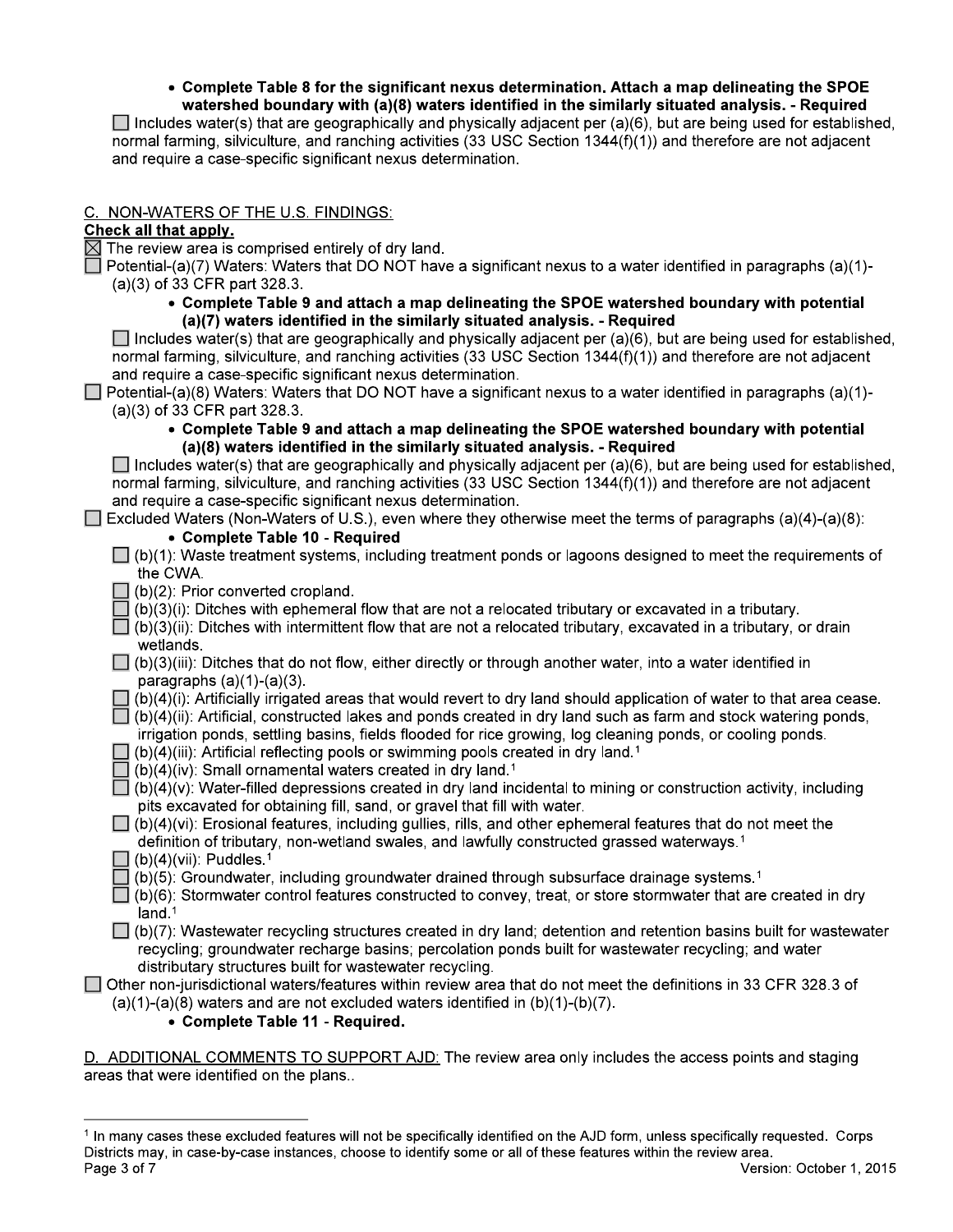- **Complete Table 8 for the significant nexus determination. Attach a map delineating the SPOE watershed boundary with (a)(8) waters identified in the similarly situated analysis. - Required**

☐ Includes water(s) that are geographically and physically adjacent per (a)(6), but are being used for established, normal farming, silviculture, and ranching activities (33 USC Section 1344(f)(1)) and therefore are not adjacent and require a case-specific significant nexus determination.

C. NON-WATERS OF THE U.S. FINDINGS:

**Check all that apply.**

☒ The review area is comprised entirely of dry land.

☐ Potential-(a)(7) Waters: Waters that DO NOT have a significant nexus to a water identified in paragraphs (a)(1)-(a)(3) of 33 CFR part 328.3.

- **Complete Table 9 and attach a map delineating the SPOE watershed boundary with potential (a)(7) waters identified in the similarly situated analysis. - Required**

☐ Includes water(s) that are geographically and physically adjacent per (a)(6), but are being used for established, normal farming, silviculture, and ranching activities (33 USC Section 1344(f)(1)) and therefore are not adjacent and require a case-specific significant nexus determination.

☐ Potential-(a)(8) Waters: Waters that DO NOT have a significant nexus to a water identified in paragraphs (a)(1)-(a)(3) of 33 CFR part 328.3.

- **Complete Table 9 and attach a map delineating the SPOE watershed boundary with potential (a)(8) waters identified in the similarly situated analysis. - Required**

☐ Includes water(s) that are geographically and physically adjacent per (a)(6), but are being used for established, normal farming, silviculture, and ranching activities (33 USC Section 1344(f)(1)) and therefore are not adjacent and require a case-specific significant nexus determination.

☐ Excluded Waters (Non-Waters of U.S.), even where they otherwise meet the terms of paragraphs (a)(4)-(a)(8):

- **Complete Table 10 - Required**

☐ (b)(1): Waste treatment systems, including treatment ponds or lagoons designed to meet the requirements of the CWA.

☐ (b)(2): Prior converted cropland.

☐ (b)(3)(i): Ditches with ephemeral flow that are not a relocated tributary or excavated in a tributary.

☐ (b)(3)(ii): Ditches with intermittent flow that are not a relocated tributary, excavated in a tributary, or drain wetlands.

☐ (b)(3)(iii): Ditches that do not flow, either directly or through another water, into a water identified in paragraphs (a)(1)-(a)(3).

☐ (b)(4)(i): Artificially irrigated areas that would revert to dry land should application of water to that area cease.

☐ (b)(4)(ii): Artificial, constructed lakes and ponds created in dry land such as farm and stock watering ponds, irrigation ponds, settling basins, fields flooded for rice growing, log cleaning ponds, or cooling ponds.

☐ (b)(4)(iii): Artificial reflecting pools or swimming pools created in dry land.[1]

☐ (b)(4)(iv): Small ornamental waters created in dry land.[1]

☐ (b)(4)(v): Water-filled depressions created in dry land incidental to mining or construction activity, including pits excavated for obtaining fill, sand, or gravel that fill with water.

☐ (b)(4)(vi): Erosional features, including gullies, rills, and other ephemeral features that do not meet the definition of tributary, non-wetland swales, and lawfully constructed grassed waterways.[1]

☐ (b)(4)(vii): Puddles.[1]

☐ (b)(5): Groundwater, including groundwater drained through subsurface drainage systems.[1]

☐ (b)(6): Stormwater control features constructed to convey, treat, or store stormwater that are created in dry land.[1]

☐ (b)(7): Wastewater recycling structures created in dry land; detention and retention basins built for wastewater recycling; groundwater recharge basins; percolation ponds built for wastewater recycling; and water distributary structures built for wastewater recycling.

☐ Other non-jurisdictional waters/features within review area that do not meet the definitions in 33 CFR 328.3 of (a)(1)-(a)(8) waters and are not excluded waters identified in (b)(1)-(b)(7).

- **Complete Table 11 - Required.**

D. ADDITIONAL COMMENTS TO SUPPORT AJD: The review area only includes the access points and staging areas that were identified on the plans..

---

[1] In many cases these excluded features will not be specifically identified on the AJD form, unless specifically requested. Corps Districts may, in case-by-case instances, choose to identify some or all of these features within the review area.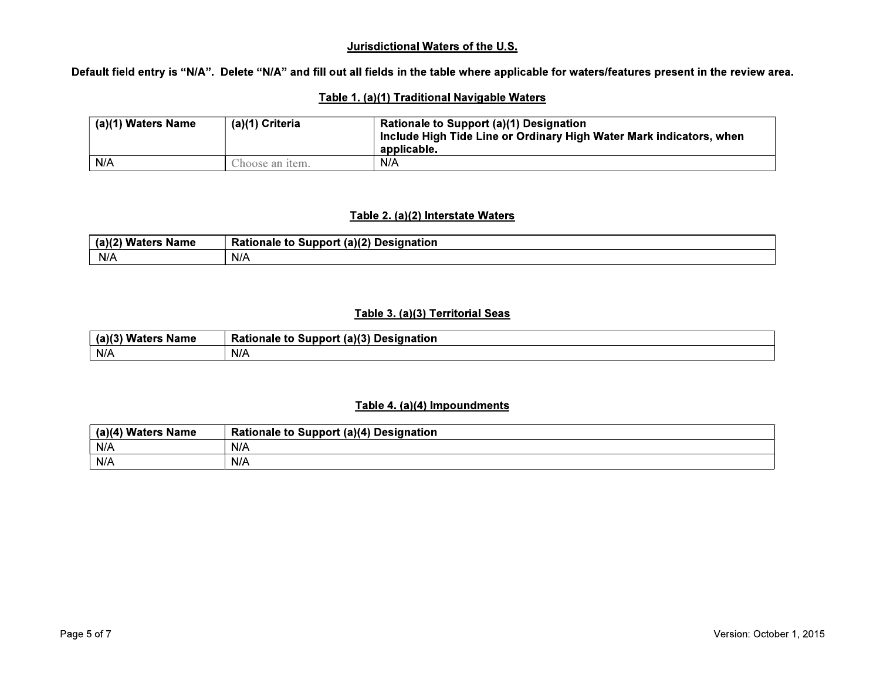## Jurisdictional Waters of the U.S.

**Default field entry is "N/A". Delete "N/A" and fill out all fields in the table where applicable for waters/features present in the review area.**

### Table 1. (a)(1) Traditional Navigable Waters

| (a)(1) Waters Name | (a)(1) Criteria | Rationale to Support (a)(1) Designation Include High Tide Line or Ordinary High Water Mark indicators, when applicable. |
|---|---|---|
| N/A | Choose an item. | N/A |

### Table 2. (a)(2) Interstate Waters

| (a)(2) Waters Name | Rationale to Support (a)(2) Designation |
|---|---|
| N/A | N/A |

### Table 3. (a)(3) Territorial Seas

| (a)(3) Waters Name | Rationale to Support (a)(3) Designation |
|---|---|
| N/A | N/A |

### Table 4. (a)(4) Impoundments

| (a)(4) Waters Name | Rationale to Support (a)(4) Designation |
|---|---|
| N/A | N/A |
| N/A | N/A |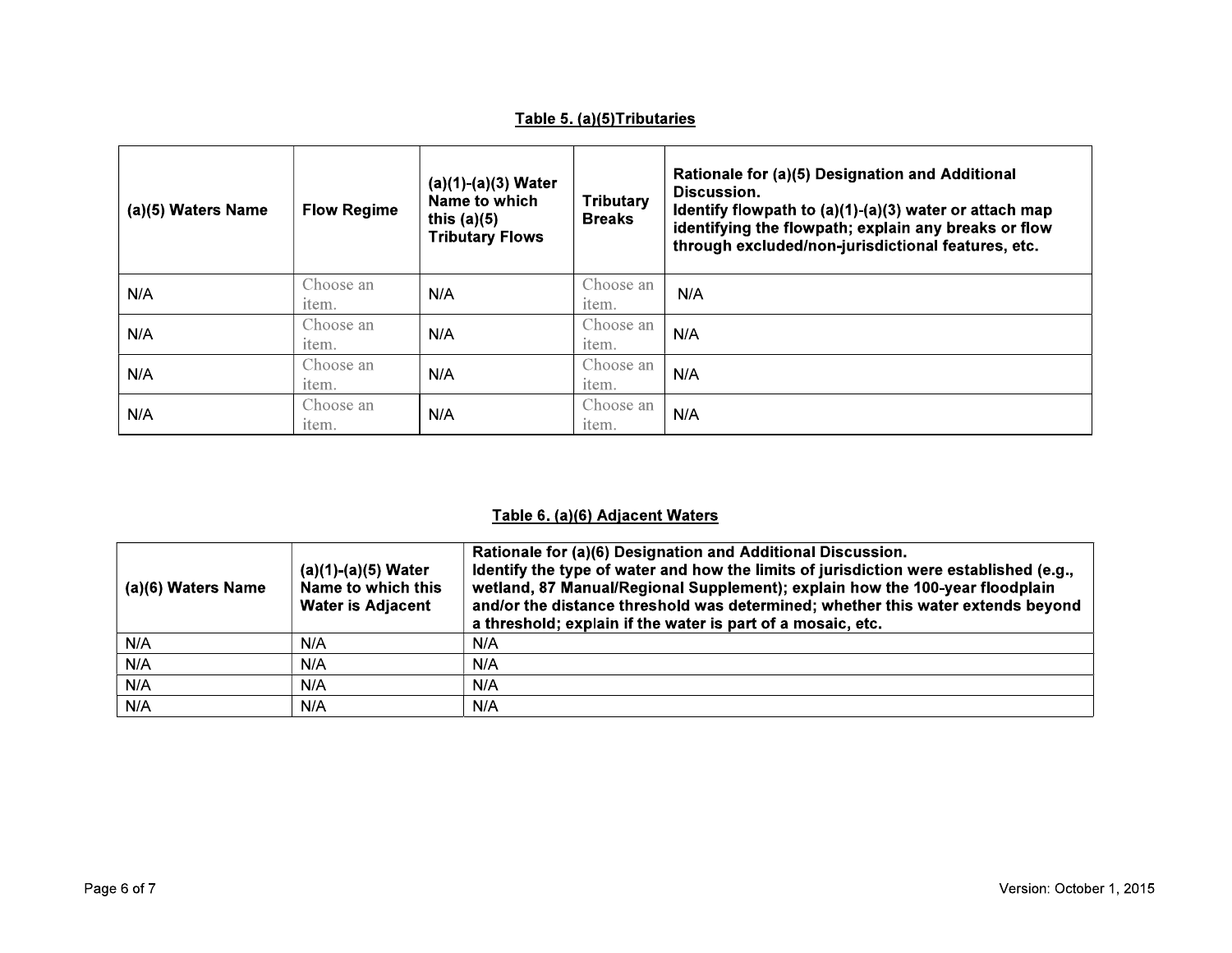**Table 5. (a)(5)Tributaries**

| (a)(5) Waters Name | Flow Regime | (a)(1)-(a)(3) Water Name to which this (a)(5) Tributary Flows | Tributary Breaks | Rationale for (a)(5) Designation and Additional Discussion. Identify flowpath to (a)(1)-(a)(3) water or attach map identifying the flowpath; explain any breaks or flow through excluded/non-jurisdictional features, etc. |
|---|---|---|---|---|
| N/A | Choose an item. | N/A | Choose an item. | N/A |
| N/A | Choose an item. | N/A | Choose an item. | N/A |
| N/A | Choose an item. | N/A | Choose an item. | N/A |
| N/A | Choose an item. | N/A | Choose an item. | N/A |

**Table 6. (a)(6) Adjacent Waters**

| (a)(6) Waters Name | (a)(1)-(a)(5) Water Name to which this Water is Adjacent | Rationale for (a)(6) Designation and Additional Discussion. Identify the type of water and how the limits of jurisdiction were established (e.g., wetland, 87 Manual/Regional Supplement); explain how the 100-year floodplain and/or the distance threshold was determined; whether this water extends beyond a threshold; explain if the water is part of a mosaic, etc. |
|---|---|---|
| N/A | N/A | N/A |
| N/A | N/A | N/A |
| N/A | N/A | N/A |
| N/A | N/A | N/A |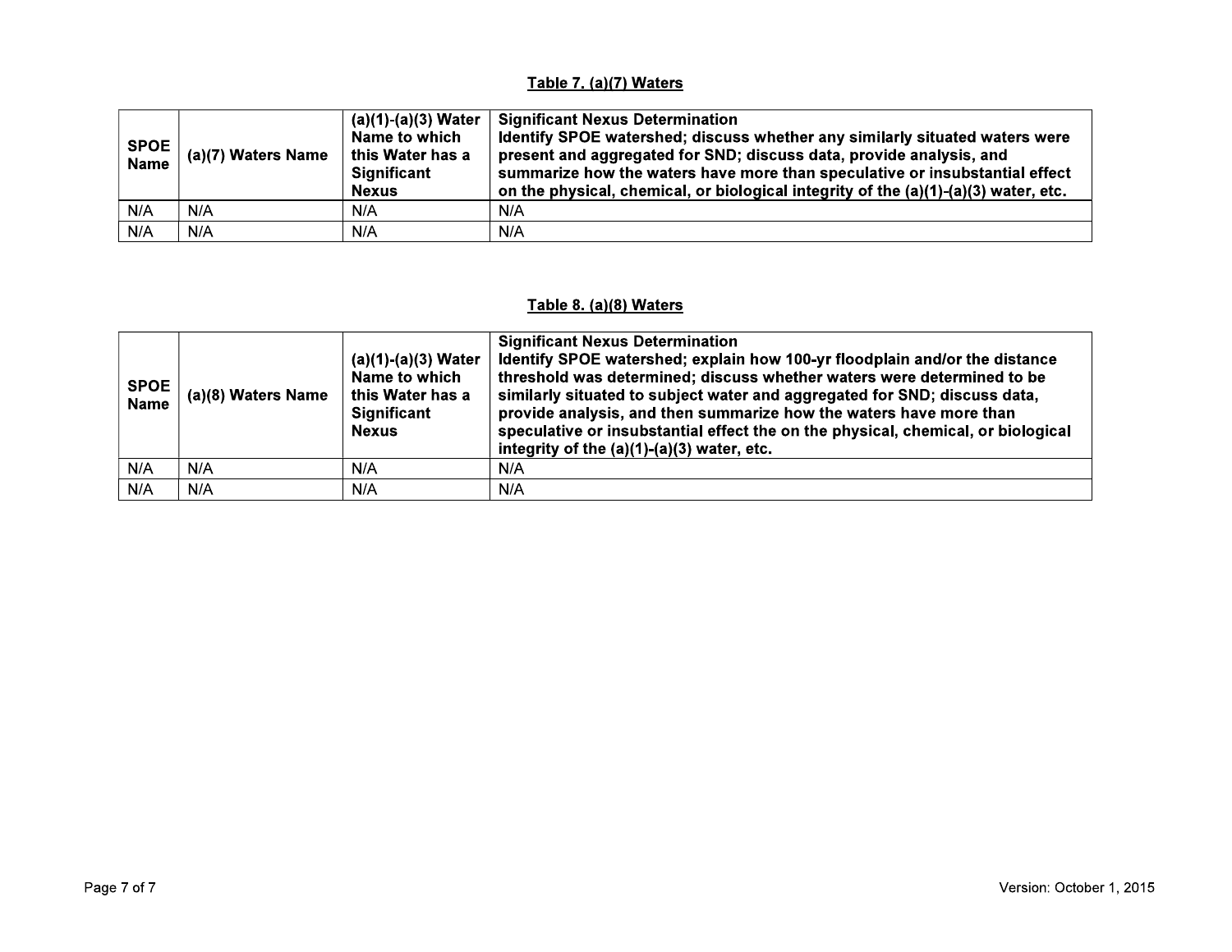**Table 7. (a)(7) Waters**

| SPOE Name | (a)(7) Waters Name | (a)(1)-(a)(3) Water Name to which this Water has a Significant Nexus | Significant Nexus Determination Identify SPOE watershed; discuss whether any similarly situated waters were present and aggregated for SND; discuss data, provide analysis, and summarize how the waters have more than speculative or insubstantial effect on the physical, chemical, or biological integrity of the (a)(1)-(a)(3) water, etc. |
|---|---|---|---|
| N/A | N/A | N/A | N/A |
| N/A | N/A | N/A | N/A |

**Table 8. (a)(8) Waters**

| SPOE Name | (a)(8) Waters Name | (a)(1)-(a)(3) Water Name to which this Water has a Significant Nexus | Significant Nexus Determination Identify SPOE watershed; explain how 100-yr floodplain and/or the distance threshold was determined; discuss whether waters were determined to be similarly situated to subject water and aggregated for SND; discuss data, provide analysis, and then summarize how the waters have more than speculative or insubstantial effect the on the physical, chemical, or biological integrity of the (a)(1)-(a)(3) water, etc. |
|---|---|---|---|
| N/A | N/A | N/A | N/A |
| N/A | N/A | N/A | N/A |

Version: October 1, 2015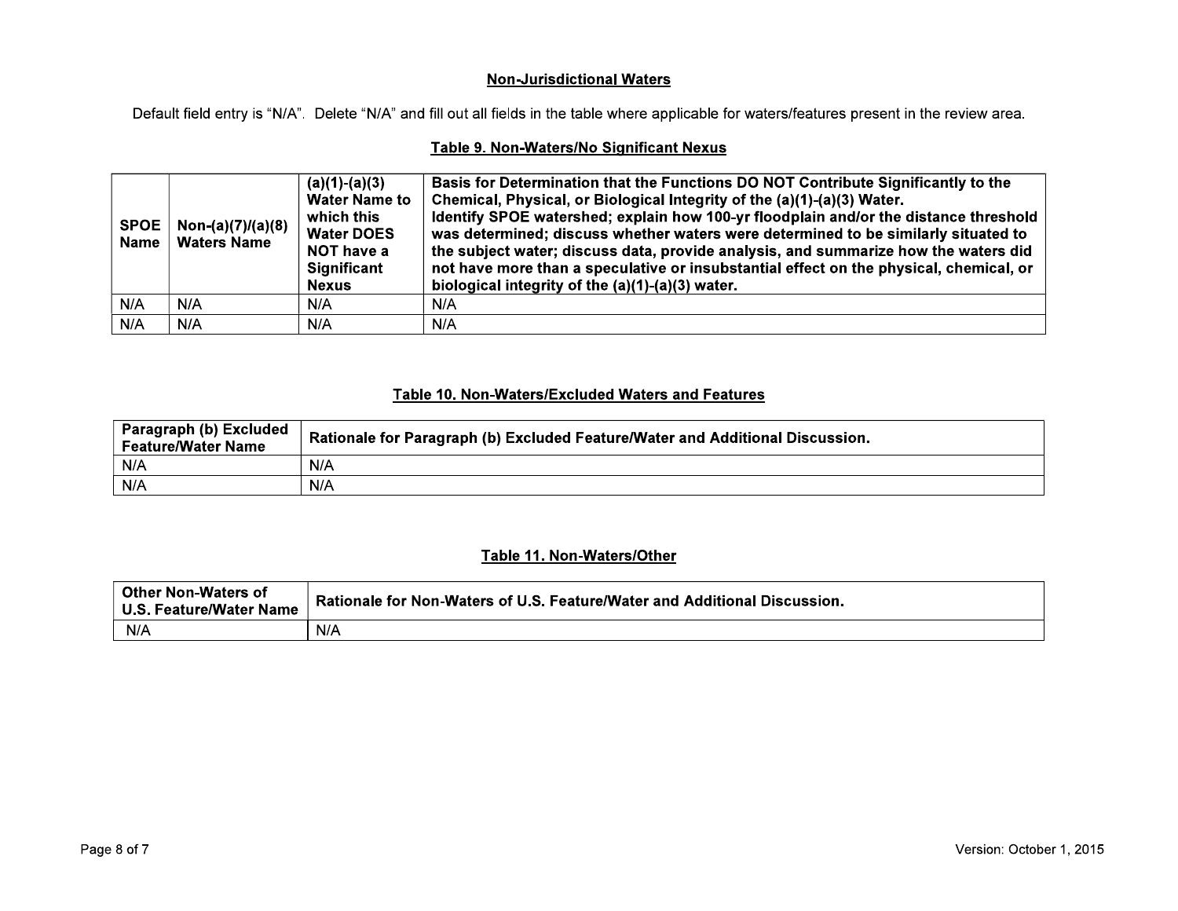## Non-Jurisdictional Waters

Default field entry is "N/A". Delete "N/A" and fill out all fields in the table where applicable for waters/features present in the review area.

### Table 9. Non-Waters/No Significant Nexus

| SPOE Name | Non-(a)(7)/(a)(8) Waters Name | (a)(1)-(a)(3) Water Name to which this Water DOES NOT have a Significant Nexus | Basis for Determination that the Functions DO NOT Contribute Significantly to the Chemical, Physical, or Biological Integrity of the (a)(1)-(a)(3) Water. Identify SPOE watershed; explain how 100-yr floodplain and/or the distance threshold was determined; discuss whether waters were determined to be similarly situated to the subject water; discuss data, provide analysis, and summarize how the waters did not have more than a speculative or insubstantial effect on the physical, chemical, or biological integrity of the (a)(1)-(a)(3) water. |
|---|---|---|---|
| N/A | N/A | N/A | N/A |
| N/A | N/A | N/A | N/A |

### Table 10. Non-Waters/Excluded Waters and Features

| Paragraph (b) Excluded Feature/Water Name | Rationale for Paragraph (b) Excluded Feature/Water and Additional Discussion. |
|---|---|
| N/A | N/A |
| N/A | N/A |

### Table 11. Non-Waters/Other

| Other Non-Waters of U.S. Feature/Water Name | Rationale for Non-Waters of U.S. Feature/Water and Additional Discussion. |
|---|---|
| N/A | N/A |